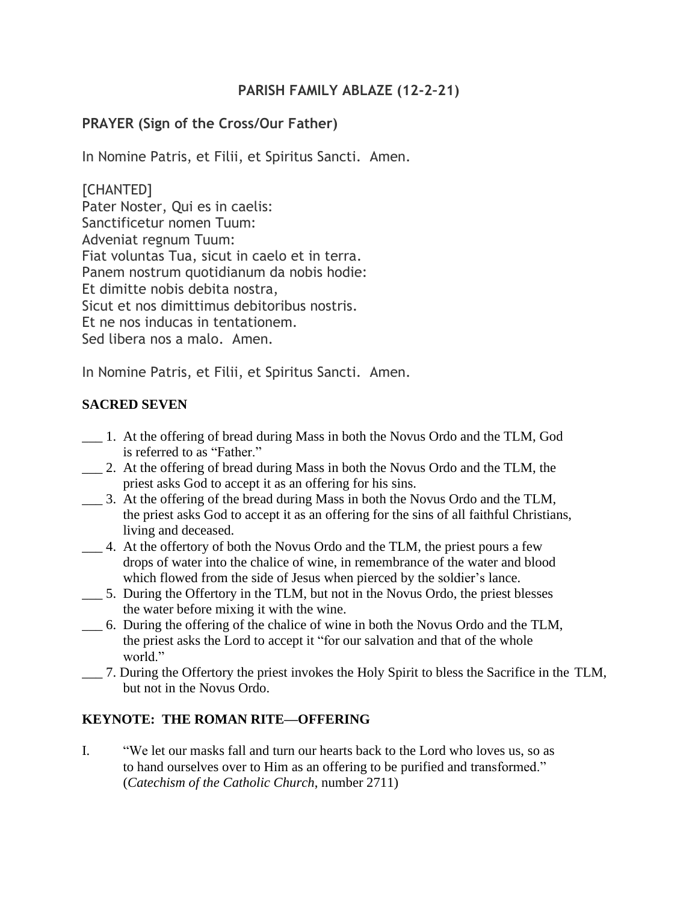# PARISH FAMILY ABLAZE (12-2–21)

## PRAYER (Sign of the Cross/Our Father)

In Nomine Patris, et Filii, et Spiritus Sancti. Amen.

[CHANTED]
Pater Noster, Qui es in caelis:
Sanctificetur nomen Tuum:
Adveniat regnum Tuum:
Fiat voluntas Tua, sicut in caelo et in terra.
Panem nostrum quotidianum da nobis hodie:
Et dimitte nobis debita nostra,
Sicut et nos dimittimus debitoribus nostris.
Et ne nos inducas in tentationem.
Sed libera nos a malo. Amen.

In Nomine Patris, et Filii, et Spiritus Sancti. Amen.

## SACRED SEVEN

___ 1. At the offering of bread during Mass in both the Novus Ordo and the TLM, God is referred to as "Father."

___ 2. At the offering of bread during Mass in both the Novus Ordo and the TLM, the priest asks God to accept it as an offering for his sins.

___ 3. At the offering of the bread during Mass in both the Novus Ordo and the TLM, the priest asks God to accept it as an offering for the sins of all faithful Christians, living and deceased.

___ 4. At the offertory of both the Novus Ordo and the TLM, the priest pours a few drops of water into the chalice of wine, in remembrance of the water and blood which flowed from the side of Jesus when pierced by the soldier's lance.

___ 5. During the Offertory in the TLM, but not in the Novus Ordo, the priest blesses the water before mixing it with the wine.

___ 6. During the offering of the chalice of wine in both the Novus Ordo and the TLM, the priest asks the Lord to accept it "for our salvation and that of the whole world."

___ 7. During the Offertory the priest invokes the Holy Spirit to bless the Sacrifice in the TLM, but not in the Novus Ordo.

## KEYNOTE: THE ROMAN RITE—OFFERING

I. "We let our masks fall and turn our hearts back to the Lord who loves us, so as to hand ourselves over to Him as an offering to be purified and transformed." (*Catechism of the Catholic Church*, number 2711)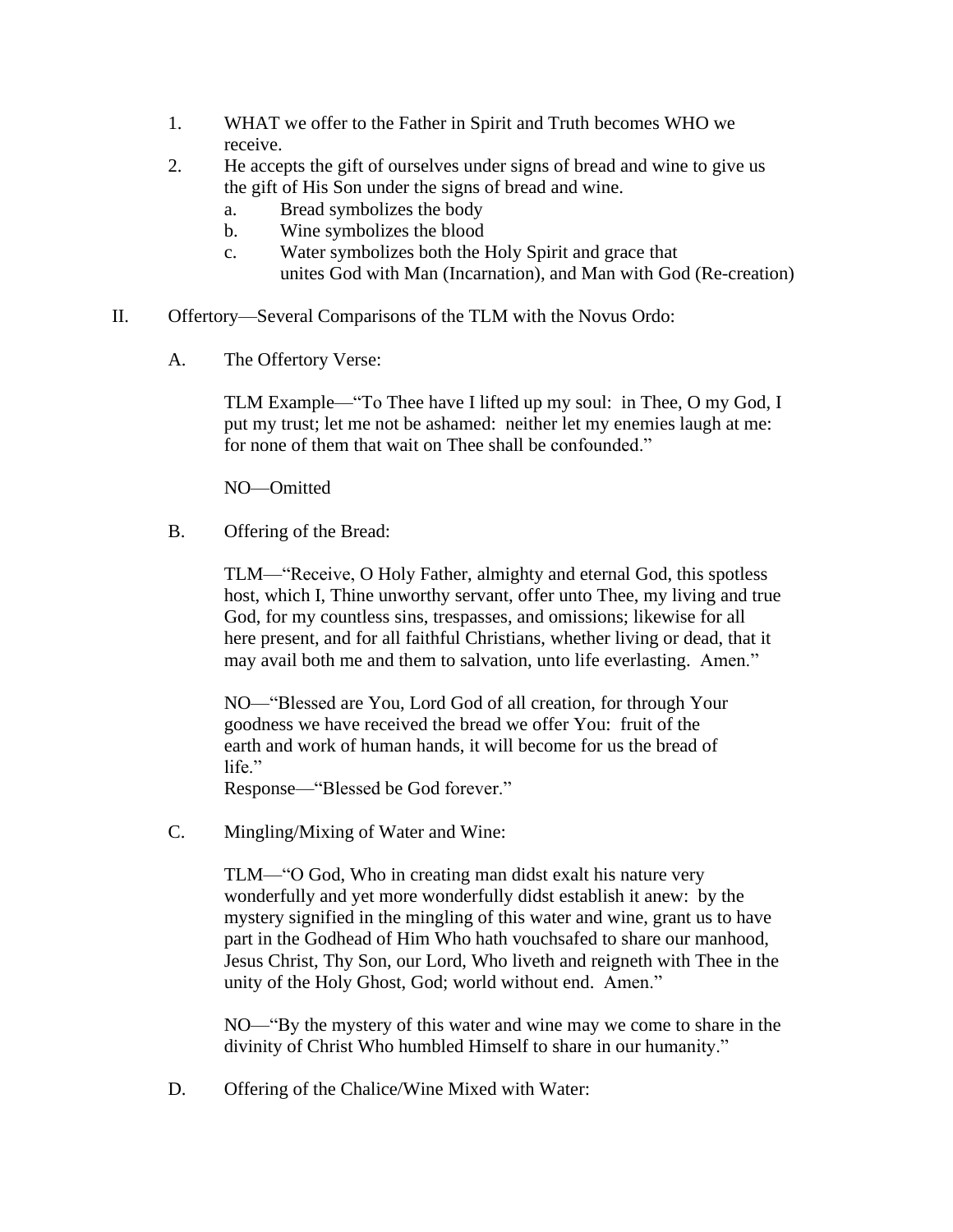1. WHAT we offer to the Father in Spirit and Truth becomes WHO we receive.
2. He accepts the gift of ourselves under signs of bread and wine to give us the gift of His Son under the signs of bread and wine.
   a. Bread symbolizes the body
   b. Wine symbolizes the blood
   c. Water symbolizes both the Holy Spirit and grace that unites God with Man (Incarnation), and Man with God (Re-creation)

II. Offertory—Several Comparisons of the TLM with the Novus Ordo:

A. The Offertory Verse:

TLM Example—"To Thee have I lifted up my soul: in Thee, O my God, I put my trust; let me not be ashamed: neither let my enemies laugh at me: for none of them that wait on Thee shall be confounded."

NO—Omitted

B. Offering of the Bread:

TLM—"Receive, O Holy Father, almighty and eternal God, this spotless host, which I, Thine unworthy servant, offer unto Thee, my living and true God, for my countless sins, trespasses, and omissions; likewise for all here present, and for all faithful Christians, whether living or dead, that it may avail both me and them to salvation, unto life everlasting. Amen."

NO—"Blessed are You, Lord God of all creation, for through Your goodness we have received the bread we offer You: fruit of the earth and work of human hands, it will become for us the bread of life."
Response—"Blessed be God forever."

C. Mingling/Mixing of Water and Wine:

TLM—"O God, Who in creating man didst exalt his nature very wonderfully and yet more wonderfully didst establish it anew: by the mystery signified in the mingling of this water and wine, grant us to have part in the Godhead of Him Who hath vouchsafed to share our manhood, Jesus Christ, Thy Son, our Lord, Who liveth and reigneth with Thee in the unity of the Holy Ghost, God; world without end. Amen."

NO—"By the mystery of this water and wine may we come to share in the divinity of Christ Who humbled Himself to share in our humanity."

D. Offering of the Chalice/Wine Mixed with Water: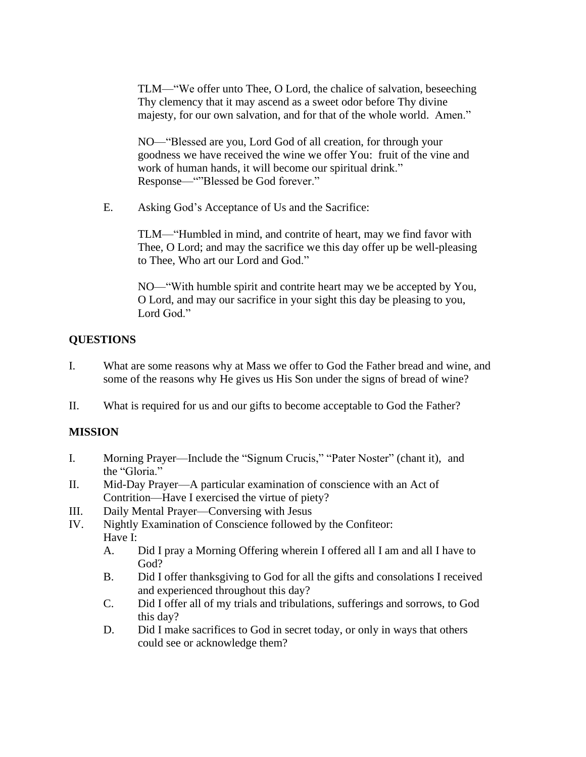TLM—"We offer unto Thee, O Lord, the chalice of salvation, beseeching Thy clemency that it may ascend as a sweet odor before Thy divine majesty, for our own salvation, and for that of the whole world. Amen."

NO—"Blessed are you, Lord God of all creation, for through your goodness we have received the wine we offer You: fruit of the vine and work of human hands, it will become our spiritual drink."
Response—""Blessed be God forever."

E. Asking God's Acceptance of Us and the Sacrifice:

TLM—"Humbled in mind, and contrite of heart, may we find favor with Thee, O Lord; and may the sacrifice we this day offer up be well-pleasing to Thee, Who art our Lord and God."

NO—"With humble spirit and contrite heart may we be accepted by You, O Lord, and may our sacrifice in your sight this day be pleasing to you, Lord God."

**QUESTIONS**

I. What are some reasons why at Mass we offer to God the Father bread and wine, and some of the reasons why He gives us His Son under the signs of bread of wine?

II. What is required for us and our gifts to become acceptable to God the Father?

**MISSION**

I. Morning Prayer—Include the "Signum Crucis," "Pater Noster" (chant it), and the "Gloria."
II. Mid-Day Prayer—A particular examination of conscience with an Act of Contrition—Have I exercised the virtue of piety?
III. Daily Mental Prayer—Conversing with Jesus
IV. Nightly Examination of Conscience followed by the Confiteor:
Have I:
   A. Did I pray a Morning Offering wherein I offered all I am and all I have to God?
   B. Did I offer thanksgiving to God for all the gifts and consolations I received and experienced throughout this day?
   C. Did I offer all of my trials and tribulations, sufferings and sorrows, to God this day?
   D. Did I make sacrifices to God in secret today, or only in ways that others could see or acknowledge them?